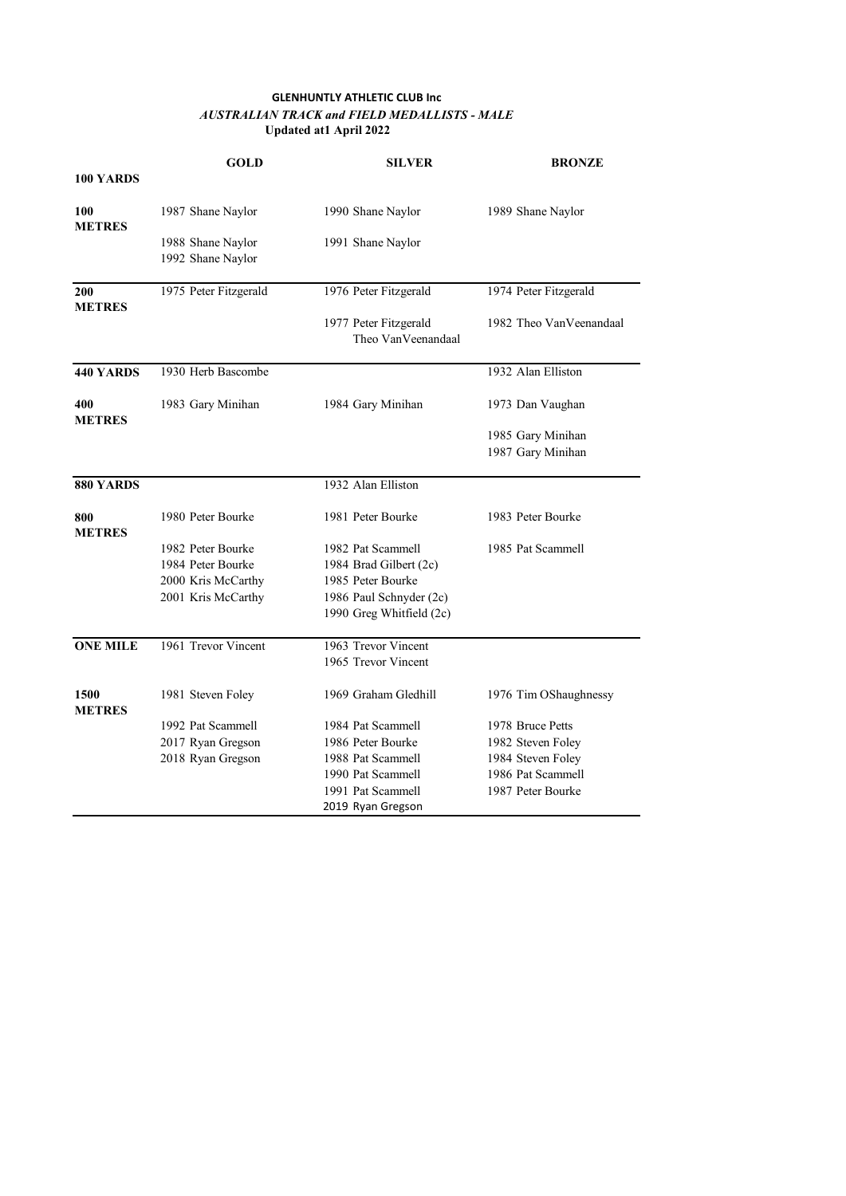**GLENHUNTLY ATHLETIC CLUB Inc**

***AUSTRALIAN TRACK and FIELD MEDALLISTS - MALE***

**Updated at1 April 2022**

| | GOLD | SILVER | BRONZE |
|---|---|---|---|
| **100 YARDS** | | | |
| **100 METRES** | 1987 Shane Naylor | 1990 Shane Naylor | 1989 Shane Naylor |
| | 1988 Shane Naylor | 1991 Shane Naylor | |
| | 1992 Shane Naylor | | |
| **200 METRES** | 1975 Peter Fitzgerald | 1976 Peter Fitzgerald | 1974 Peter Fitzgerald |
| | | 1977 Peter Fitzgerald Theo VanVeenandaal | 1982 Theo VanVeenandaal |
| **440 YARDS** | 1930 Herb Bascombe | | 1932 Alan Elliston |
| **400 METRES** | 1983 Gary Minihan | 1984 Gary Minihan | 1973 Dan Vaughan |
| | | | 1985 Gary Minihan |
| | | | 1987 Gary Minihan |
| **880 YARDS** | | 1932 Alan Elliston | |
| **800 METRES** | 1980 Peter Bourke | 1981 Peter Bourke | 1983 Peter Bourke |
| | 1982 Peter Bourke | 1982 Pat Scammell | 1985 Pat Scammell |
| | 1984 Peter Bourke | 1984 Brad Gilbert (2c) | |
| | 2000 Kris McCarthy | 1985 Peter Bourke | |
| | 2001 Kris McCarthy | 1986 Paul Schnyder (2c) | |
| | | 1990 Greg Whitfield (2c) | |
| **ONE MILE** | 1961 Trevor Vincent | 1963 Trevor Vincent | |
| | | 1965 Trevor Vincent | |
| **1500 METRES** | 1981 Steven Foley | 1969 Graham Gledhill | 1976 Tim OShaughnessy |
| | 1992 Pat Scammell | 1984 Pat Scammell | 1978 Bruce Petts |
| | 2017 Ryan Gregson | 1986 Peter Bourke | 1982 Steven Foley |
| | 2018 Ryan Gregson | 1988 Pat Scammell | 1984 Steven Foley |
| | | 1990 Pat Scammell | 1986 Pat Scammell |
| | | 1991 Pat Scammell | 1987 Peter Bourke |
| | | 2019 Ryan Gregson | |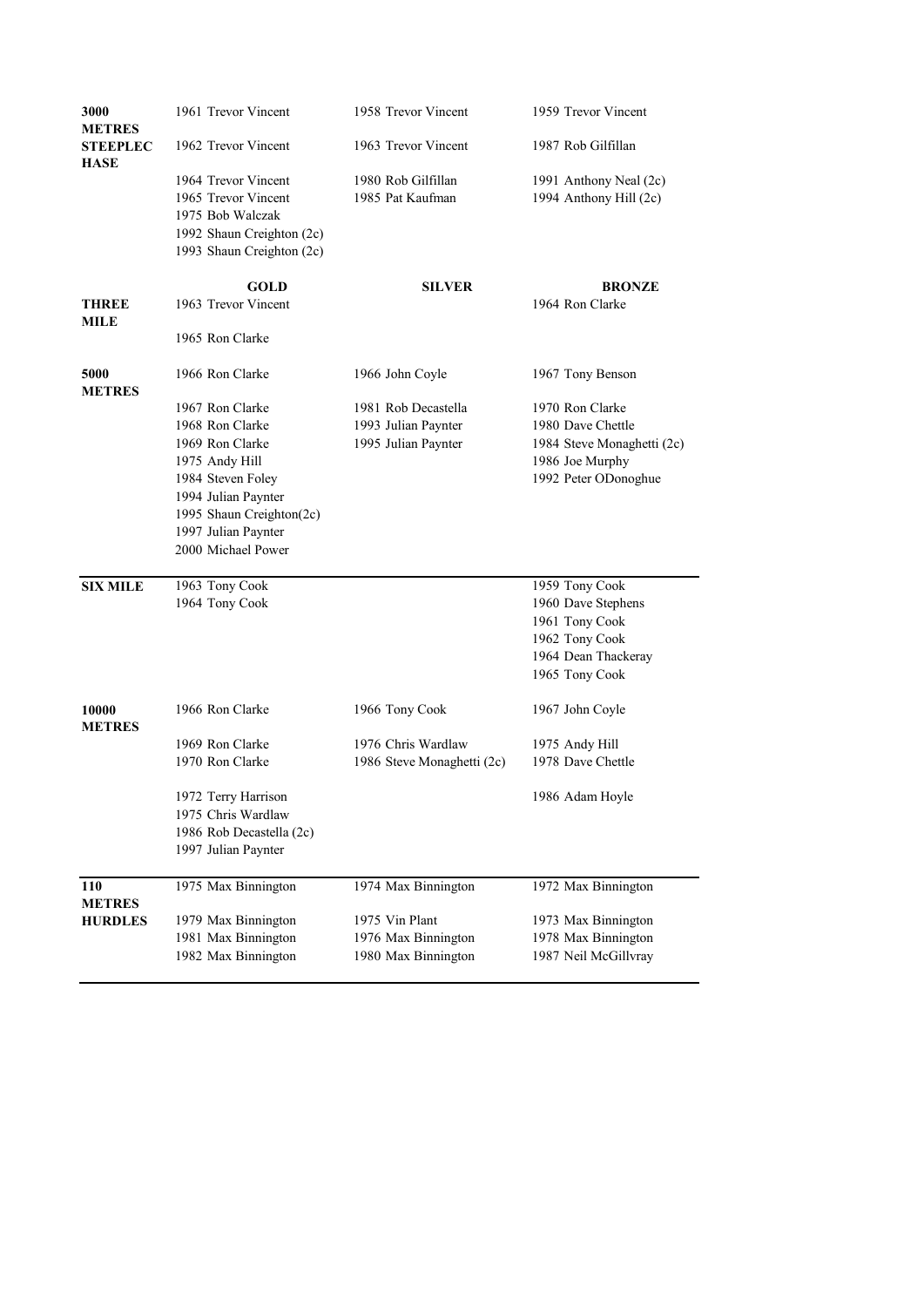| | GOLD | SILVER | BRONZE |
|---|---|---|---|
| **3000 METRES STEEPLECHASE** | 1961 Trevor Vincent | 1958 Trevor Vincent | 1959 Trevor Vincent |
| | 1962 Trevor Vincent | 1963 Trevor Vincent | 1987 Rob Gilfillan |
| | 1964 Trevor Vincent | 1980 Rob Gilfillan | 1991 Anthony Neal (2c) |
| | 1965 Trevor Vincent | 1985 Pat Kaufman | 1994 Anthony Hill (2c) |
| | 1975 Bob Walczak | | |
| | 1992 Shaun Creighton (2c) | | |
| | 1993 Shaun Creighton (2c) | | |
| | **GOLD** | **SILVER** | **BRONZE** |
| **THREE MILE** | 1963 Trevor Vincent | | 1964 Ron Clarke |
| | 1965 Ron Clarke | | |
| **5000 METRES** | 1966 Ron Clarke | 1966 John Coyle | 1967 Tony Benson |
| | 1967 Ron Clarke | 1981 Rob Decastella | 1970 Ron Clarke |
| | 1968 Ron Clarke | 1993 Julian Paynter | 1980 Dave Chettle |
| | 1969 Ron Clarke | 1995 Julian Paynter | 1984 Steve Monaghetti (2c) |
| | 1975 Andy Hill | | 1986 Joe Murphy |
| | 1984 Steven Foley | | 1992 Peter ODonoghue |
| | 1994 Julian Paynter | | |
| | 1995 Shaun Creighton(2c) | | |
| | 1997 Julian Paynter | | |
| | 2000 Michael Power | | |
| **SIX MILE** | 1963 Tony Cook | | 1959 Tony Cook |
| | 1964 Tony Cook | | 1960 Dave Stephens |
| | | | 1961 Tony Cook |
| | | | 1962 Tony Cook |
| | | | 1964 Dean Thackeray |
| | | | 1965 Tony Cook |
| **10000 METRES** | 1966 Ron Clarke | 1966 Tony Cook | 1967 John Coyle |
| | 1969 Ron Clarke | 1976 Chris Wardlaw | 1975 Andy Hill |
| | 1970 Ron Clarke | 1986 Steve Monaghetti (2c) | 1978 Dave Chettle |
| | 1972 Terry Harrison | | 1986 Adam Hoyle |
| | 1975 Chris Wardlaw | | |
| | 1986 Rob Decastella (2c) | | |
| | 1997 Julian Paynter | | |
| **110 METRES HURDLES** | 1975 Max Binnington | 1974 Max Binnington | 1972 Max Binnington |
| | 1979 Max Binnington | 1975 Vin Plant | 1973 Max Binnington |
| | 1981 Max Binnington | 1976 Max Binnington | 1978 Max Binnington |
| | 1982 Max Binnington | 1980 Max Binnington | 1987 Neil McGillvray |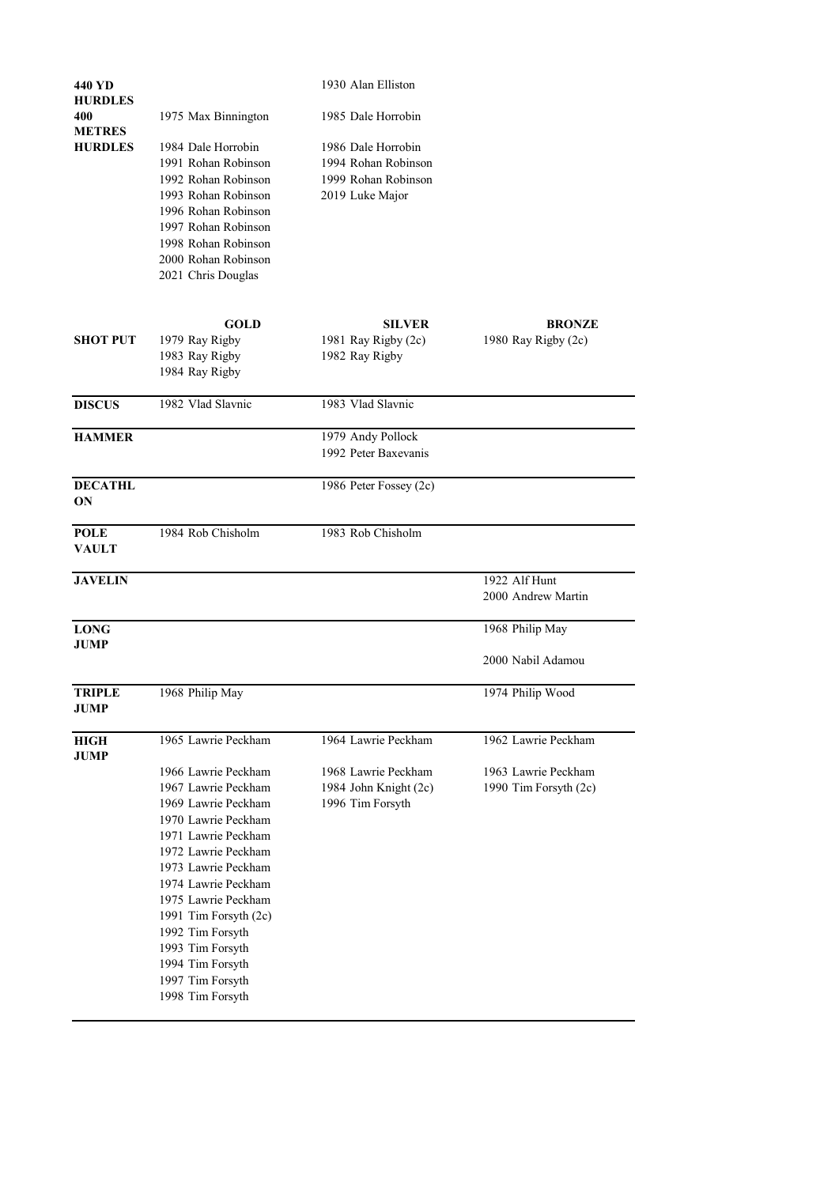| | GOLD | SILVER | BRONZE |
|---|---|---|---|
| **440 YD HURDLES** | | 1930 Alan Elliston | |
| **400 METRES HURDLES** | 1975 Max Binnington | 1985 Dale Horrobin | |
| | 1984 Dale Horrobin | 1986 Dale Horrobin | |
| | 1991 Rohan Robinson | 1994 Rohan Robinson | |
| | 1992 Rohan Robinson | 1999 Rohan Robinson | |
| | 1993 Rohan Robinson | 2019 Luke Major | |
| | 1996 Rohan Robinson | | |
| | 1997 Rohan Robinson | | |
| | 1998 Rohan Robinson | | |
| | 2000 Rohan Robinson | | |
| | 2021 Chris Douglas | | |

| | GOLD | SILVER | BRONZE |
|---|---|---|---|
| **SHOT PUT** | 1979 Ray Rigby | 1981 Ray Rigby (2c) | 1980 Ray Rigby (2c) |
| | 1983 Ray Rigby | 1982 Ray Rigby | |
| | 1984 Ray Rigby | | |
| **DISCUS** | 1982 Vlad Slavnic | 1983 Vlad Slavnic | |
| **HAMMER** | | 1979 Andy Pollock | |
| | | 1992 Peter Baxevanis | |
| **DECATHLON** | | 1986 Peter Fossey (2c) | |
| **POLE VAULT** | 1984 Rob Chisholm | 1983 Rob Chisholm | |
| **JAVELIN** | | | 1922 Alf Hunt |
| | | | 2000 Andrew Martin |
| **LONG JUMP** | | | 1968 Philip May |
| | | | 2000 Nabil Adamou |
| **TRIPLE JUMP** | 1968 Philip May | | 1974 Philip Wood |
| **HIGH JUMP** | 1965 Lawrie Peckham | 1964 Lawrie Peckham | 1962 Lawrie Peckham |
| | 1966 Lawrie Peckham | 1968 Lawrie Peckham | 1963 Lawrie Peckham |
| | 1967 Lawrie Peckham | 1984 John Knight (2c) | 1990 Tim Forsyth (2c) |
| | 1969 Lawrie Peckham | 1996 Tim Forsyth | |
| | 1970 Lawrie Peckham | | |
| | 1971 Lawrie Peckham | | |
| | 1972 Lawrie Peckham | | |
| | 1973 Lawrie Peckham | | |
| | 1974 Lawrie Peckham | | |
| | 1975 Lawrie Peckham | | |
| | 1991 Tim Forsyth (2c) | | |
| | 1992 Tim Forsyth | | |
| | 1993 Tim Forsyth | | |
| | 1994 Tim Forsyth | | |
| | 1997 Tim Forsyth | | |
| | 1998 Tim Forsyth | | |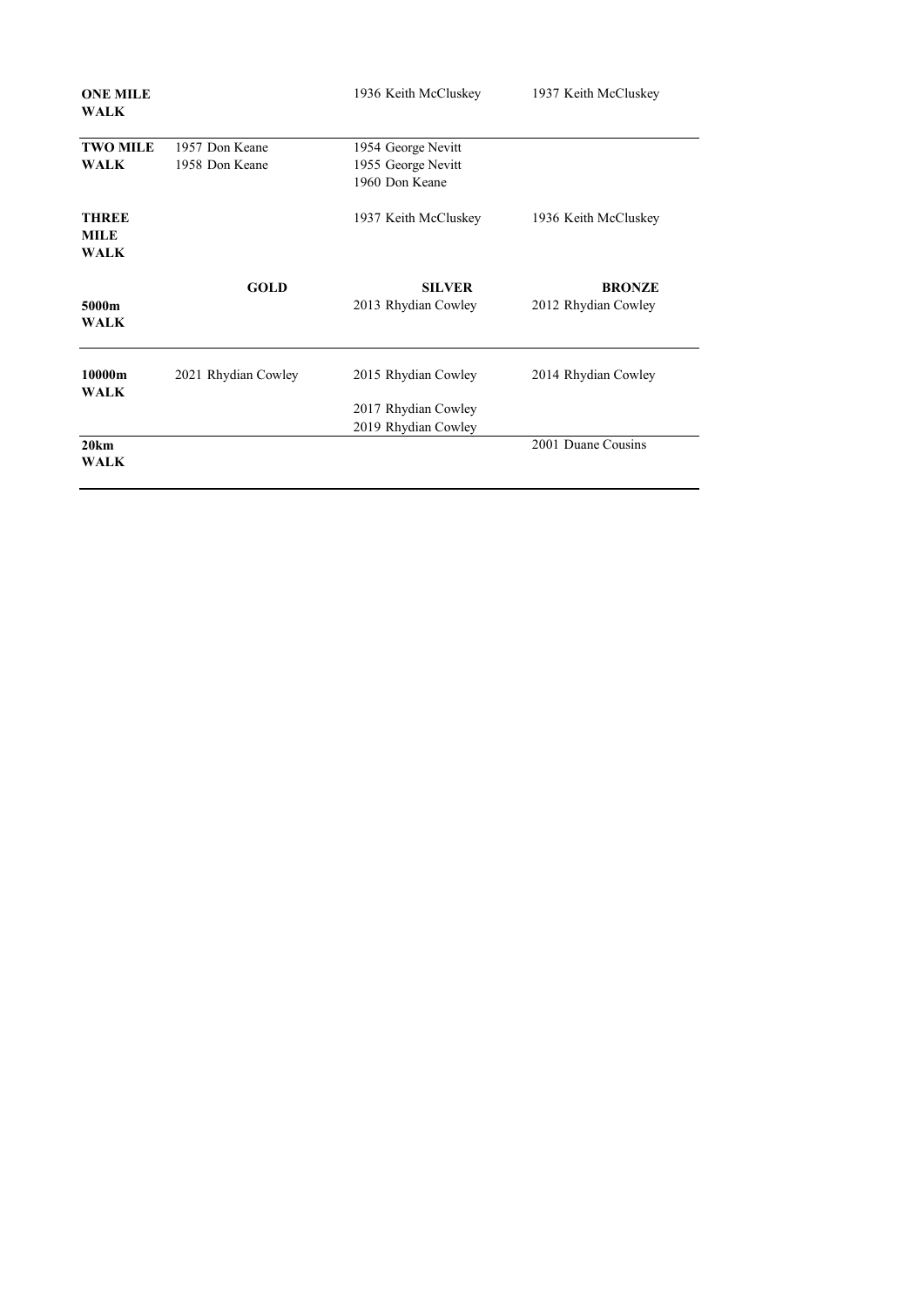| | | | |
|---|---|---|---|
| **ONE MILE WALK** | | 1936 Keith McCluskey | 1937 Keith McCluskey |
| **TWO MILE WALK** | 1957 Don Keane<br>1958 Don Keane | 1954 George Nevitt<br>1955 George Nevitt<br>1960 Don Keane | |
| **THREE MILE WALK** | | 1937 Keith McCluskey | 1936 Keith McCluskey |
| | **GOLD** | **SILVER** | **BRONZE** |
| **5000m WALK** | | 2013 Rhydian Cowley | 2012 Rhydian Cowley |
| **10000m WALK** | 2021 Rhydian Cowley | 2015 Rhydian Cowley<br>2017 Rhydian Cowley<br>2019 Rhydian Cowley | 2014 Rhydian Cowley |
| **20km WALK** | | | 2001 Duane Cousins |